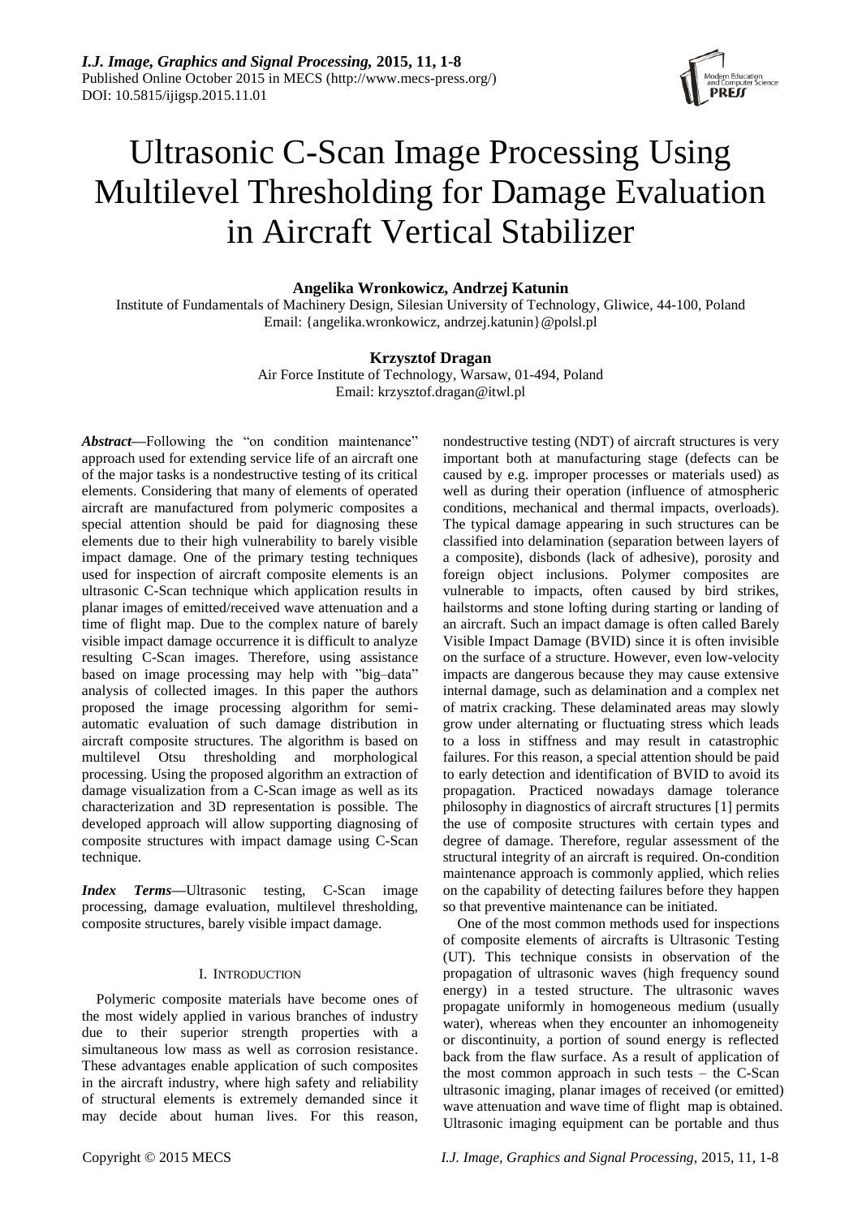# Ultrasonic C-Scan Image Processing Using Multilevel Thresholding for Damage Evaluation in Aircraft Vertical Stabilizer

**Angelika Wronkowicz, Andrzej Katunin**

Institute of Fundamentals of Machinery Design, Silesian University of Technology, Gliwice, 44-100, Poland
Email: {angelika.wronkowicz, andrzej.katunin}@polsl.pl

**Krzysztof Dragan**

Air Force Institute of Technology, Warsaw, 01-494, Poland
Email: krzysztof.dragan@itwl.pl

***Abstract*—**Following the "on condition maintenance" approach used for extending service life of an aircraft one of the major tasks is a nondestructive testing of its critical elements. Considering that many of elements of operated aircraft are manufactured from polymeric composites a special attention should be paid for diagnosing these elements due to their high vulnerability to barely visible impact damage. One of the primary testing techniques used for inspection of aircraft composite elements is an ultrasonic C-Scan technique which application results in planar images of emitted/received wave attenuation and a time of flight map. Due to the complex nature of barely visible impact damage occurrence it is difficult to analyze resulting C-Scan images. Therefore, using assistance based on image processing may help with "big–data" analysis of collected images. In this paper the authors proposed the image processing algorithm for semi-automatic evaluation of such damage distribution in aircraft composite structures. The algorithm is based on multilevel Otsu thresholding and morphological processing. Using the proposed algorithm an extraction of damage visualization from a C-Scan image as well as its characterization and 3D representation is possible. The developed approach will allow supporting diagnosing of composite structures with impact damage using C-Scan technique.

***Index Terms*—**Ultrasonic testing, C-Scan image processing, damage evaluation, multilevel thresholding, composite structures, barely visible impact damage.

## I. Introduction

Polymeric composite materials have become ones of the most widely applied in various branches of industry due to their superior strength properties with a simultaneous low mass as well as corrosion resistance. These advantages enable application of such composites in the aircraft industry, where high safety and reliability of structural elements is extremely demanded since it may decide about human lives. For this reason, nondestructive testing (NDT) of aircraft structures is very important both at manufacturing stage (defects can be caused by e.g. improper processes or materials used) as well as during their operation (influence of atmospheric conditions, mechanical and thermal impacts, overloads). The typical damage appearing in such structures can be classified into delamination (separation between layers of a composite), disbonds (lack of adhesive), porosity and foreign object inclusions. Polymer composites are vulnerable to impacts, often caused by bird strikes, hailstorms and stone lofting during starting or landing of an aircraft. Such an impact damage is often called Barely Visible Impact Damage (BVID) since it is often invisible on the surface of a structure. However, even low-velocity impacts are dangerous because they may cause extensive internal damage, such as delamination and a complex net of matrix cracking. These delaminated areas may slowly grow under alternating or fluctuating stress which leads to a loss in stiffness and may result in catastrophic failures. For this reason, a special attention should be paid to early detection and identification of BVID to avoid its propagation. Practiced nowadays damage tolerance philosophy in diagnostics of aircraft structures [1] permits the use of composite structures with certain types and degree of damage. Therefore, regular assessment of the structural integrity of an aircraft is required. On-condition maintenance approach is commonly applied, which relies on the capability of detecting failures before they happen so that preventive maintenance can be initiated.

One of the most common methods used for inspections of composite elements of aircrafts is Ultrasonic Testing (UT). This technique consists in observation of the propagation of ultrasonic waves (high frequency sound energy) in a tested structure. The ultrasonic waves propagate uniformly in homogeneous medium (usually water), whereas when they encounter an inhomogeneity or discontinuity, a portion of sound energy is reflected back from the flaw surface. As a result of application of the most common approach in such tests – the C-Scan ultrasonic imaging, planar images of received (or emitted) wave attenuation and wave time of flight map is obtained. Ultrasonic imaging equipment can be portable and thus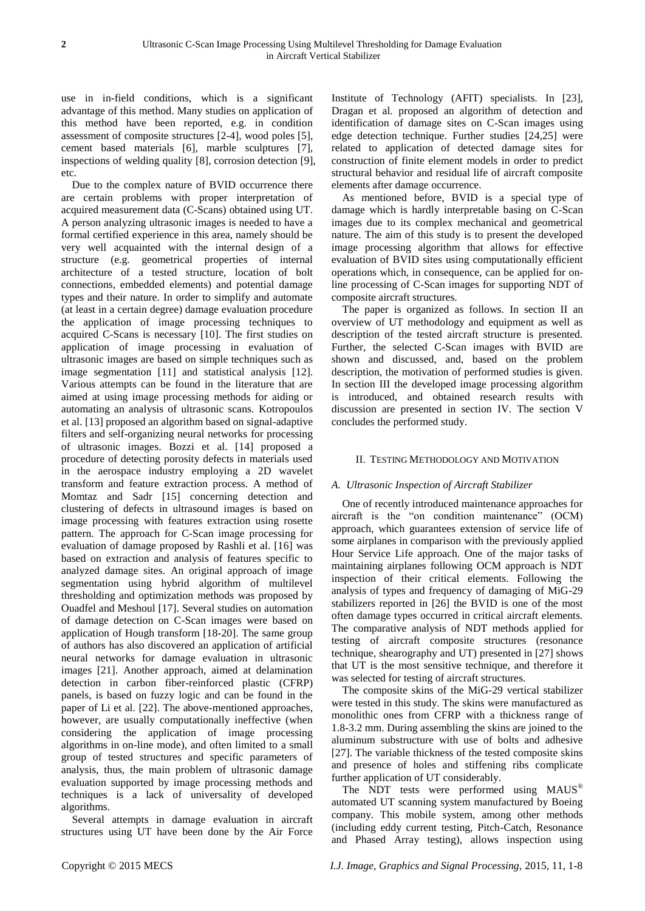use in in-field conditions, which is a significant advantage of this method. Many studies on application of this method have been reported, e.g. in condition assessment of composite structures [2-4], wood poles [5], cement based materials [6], marble sculptures [7], inspections of welding quality [8], corrosion detection [9], etc.

Due to the complex nature of BVID occurrence there are certain problems with proper interpretation of acquired measurement data (C-Scans) obtained using UT. A person analyzing ultrasonic images is needed to have a formal certified experience in this area, namely should be very well acquainted with the internal design of a structure (e.g. geometrical properties of internal architecture of a tested structure, location of bolt connections, embedded elements) and potential damage types and their nature. In order to simplify and automate (at least in a certain degree) damage evaluation procedure the application of image processing techniques to acquired C-Scans is necessary [10]. The first studies on application of image processing in evaluation of ultrasonic images are based on simple techniques such as image segmentation [11] and statistical analysis [12]. Various attempts can be found in the literature that are aimed at using image processing methods for aiding or automating an analysis of ultrasonic scans. Kotropoulos et al. [13] proposed an algorithm based on signal-adaptive filters and self-organizing neural networks for processing of ultrasonic images. Bozzi et al. [14] proposed a procedure of detecting porosity defects in materials used in the aerospace industry employing a 2D wavelet transform and feature extraction process. A method of Momtaz and Sadr [15] concerning detection and clustering of defects in ultrasound images is based on image processing with features extraction using rosette pattern. The approach for C-Scan image processing for evaluation of damage proposed by Rashli et al. [16] was based on extraction and analysis of features specific to analyzed damage sites. An original approach of image segmentation using hybrid algorithm of multilevel thresholding and optimization methods was proposed by Ouadfel and Meshoul [17]. Several studies on automation of damage detection on C-Scan images were based on application of Hough transform [18-20]. The same group of authors has also discovered an application of artificial neural networks for damage evaluation in ultrasonic images [21]. Another approach, aimed at delamination detection in carbon fiber-reinforced plastic (CFRP) panels, is based on fuzzy logic and can be found in the paper of Li et al. [22]. The above-mentioned approaches, however, are usually computationally ineffective (when considering the application of image processing algorithms in on-line mode), and often limited to a small group of tested structures and specific parameters of analysis, thus, the main problem of ultrasonic damage evaluation supported by image processing methods and techniques is a lack of universality of developed algorithms.

Several attempts in damage evaluation in aircraft structures using UT have been done by the Air Force Institute of Technology (AFIT) specialists. In [23], Dragan et al. proposed an algorithm of detection and identification of damage sites on C-Scan images using edge detection technique. Further studies [24,25] were related to application of detected damage sites for construction of finite element models in order to predict structural behavior and residual life of aircraft composite elements after damage occurrence.

As mentioned before, BVID is a special type of damage which is hardly interpretable basing on C-Scan images due to its complex mechanical and geometrical nature. The aim of this study is to present the developed image processing algorithm that allows for effective evaluation of BVID sites using computationally efficient operations which, in consequence, can be applied for on-line processing of C-Scan images for supporting NDT of composite aircraft structures.

The paper is organized as follows. In section II an overview of UT methodology and equipment as well as description of the tested aircraft structure is presented. Further, the selected C-Scan images with BVID are shown and discussed, and, based on the problem description, the motivation of performed studies is given. In section III the developed image processing algorithm is introduced, and obtained research results with discussion are presented in section IV. The section V concludes the performed study.

## II. Testing Methodology and Motivation

### *A. Ultrasonic Inspection of Aircraft Stabilizer*

One of recently introduced maintenance approaches for aircraft is the "on condition maintenance" (OCM) approach, which guarantees extension of service life of some airplanes in comparison with the previously applied Hour Service Life approach. One of the major tasks of maintaining airplanes following OCM approach is NDT inspection of their critical elements. Following the analysis of types and frequency of damaging of MiG-29 stabilizers reported in [26] the BVID is one of the most often damage types occurred in critical aircraft elements. The comparative analysis of NDT methods applied for testing of aircraft composite structures (resonance technique, shearography and UT) presented in [27] shows that UT is the most sensitive technique, and therefore it was selected for testing of aircraft structures.

The composite skins of the MiG-29 vertical stabilizer were tested in this study. The skins were manufactured as monolithic ones from CFRP with a thickness range of 1.8-3.2 mm. During assembling the skins are joined to the aluminum substructure with use of bolts and adhesive [27]. The variable thickness of the tested composite skins and presence of holes and stiffening ribs complicate further application of UT considerably.

The NDT tests were performed using MAUS® automated UT scanning system manufactured by Boeing company. This mobile system, among other methods (including eddy current testing, Pitch-Catch, Resonance and Phased Array testing), allows inspection using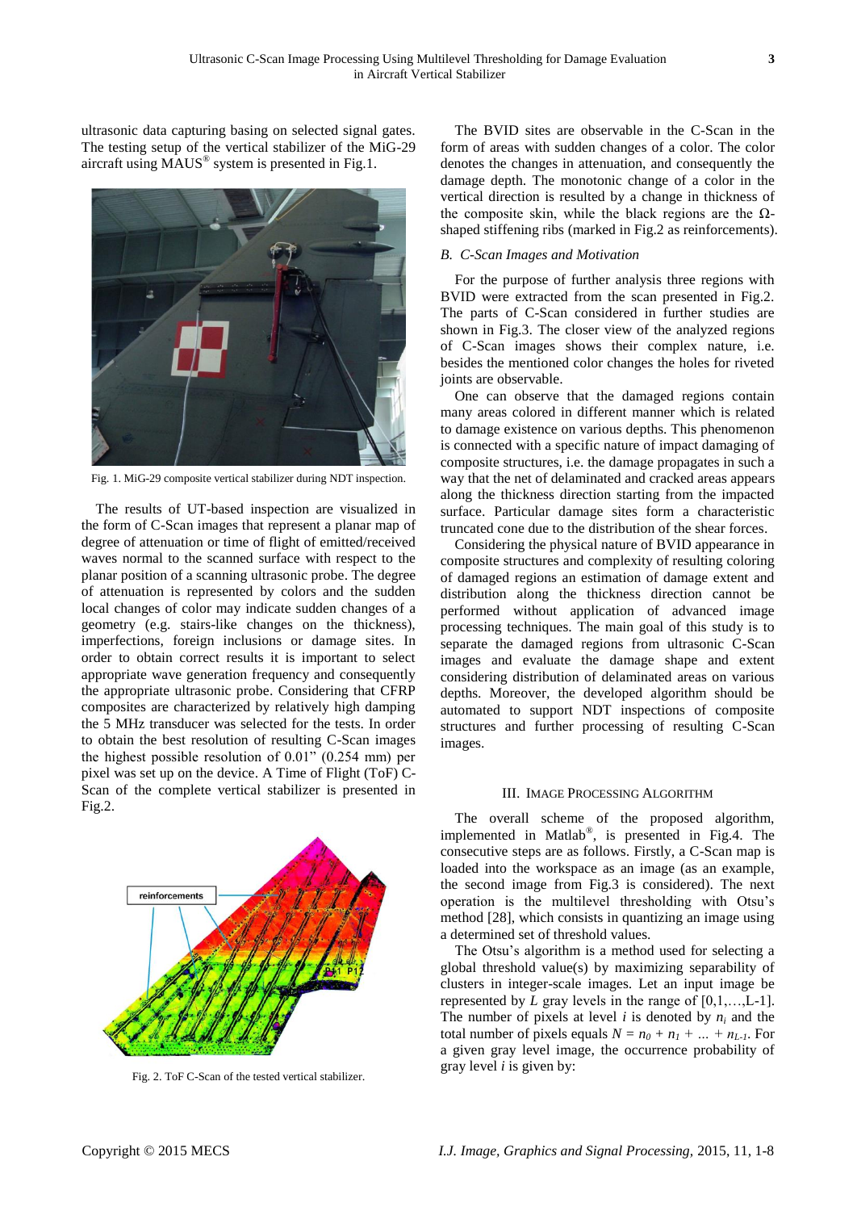ultrasonic data capturing basing on selected signal gates. The testing setup of the vertical stabilizer of the MiG-29 aircraft using MAUS® system is presented in Fig.1.

Fig. 1. MiG-29 composite vertical stabilizer during NDT inspection.

The results of UT-based inspection are visualized in the form of C-Scan images that represent a planar map of degree of attenuation or time of flight of emitted/received waves normal to the scanned surface with respect to the planar position of a scanning ultrasonic probe. The degree of attenuation is represented by colors and the sudden local changes of color may indicate sudden changes of a geometry (e.g. stairs-like changes on the thickness), imperfections, foreign inclusions or damage sites. In order to obtain correct results it is important to select appropriate wave generation frequency and consequently the appropriate ultrasonic probe. Considering that CFRP composites are characterized by relatively high damping the 5 MHz transducer was selected for the tests. In order to obtain the best resolution of resulting C-Scan images the highest possible resolution of 0.01" (0.254 mm) per pixel was set up on the device. A Time of Flight (ToF) C-Scan of the complete vertical stabilizer is presented in Fig.2.

Fig. 2. ToF C-Scan of the tested vertical stabilizer.

The BVID sites are observable in the C-Scan in the form of areas with sudden changes of a color. The color denotes the changes in attenuation, and consequently the damage depth. The monotonic change of a color in the vertical direction is resulted by a change in thickness of the composite skin, while the black regions are the Ω-shaped stiffening ribs (marked in Fig.2 as reinforcements).

### B. C-Scan Images and Motivation

For the purpose of further analysis three regions with BVID were extracted from the scan presented in Fig.2. The parts of C-Scan considered in further studies are shown in Fig.3. The closer view of the analyzed regions of C-Scan images shows their complex nature, i.e. besides the mentioned color changes the holes for riveted joints are observable.

One can observe that the damaged regions contain many areas colored in different manner which is related to damage existence on various depths. This phenomenon is connected with a specific nature of impact damaging of composite structures, i.e. the damage propagates in such a way that the net of delaminated and cracked areas appears along the thickness direction starting from the impacted surface. Particular damage sites form a characteristic truncated cone due to the distribution of the shear forces.

Considering the physical nature of BVID appearance in composite structures and complexity of resulting coloring of damaged regions an estimation of damage extent and distribution along the thickness direction cannot be performed without application of advanced image processing techniques. The main goal of this study is to separate the damaged regions from ultrasonic C-Scan images and evaluate the damage shape and extent considering distribution of delaminated areas on various depths. Moreover, the developed algorithm should be automated to support NDT inspections of composite structures and further processing of resulting C-Scan images.

## III. Image Processing Algorithm

The overall scheme of the proposed algorithm, implemented in Matlab®, is presented in Fig.4. The consecutive steps are as follows. Firstly, a C-Scan map is loaded into the workspace as an image (as an example, the second image from Fig.3 is considered). The next operation is the multilevel thresholding with Otsu's method [28], which consists in quantizing an image using a determined set of threshold values.

The Otsu's algorithm is a method used for selecting a global threshold value(s) by maximizing separability of clusters in integer-scale images. Let an input image be represented by $L$ gray levels in the range of $[0,1,\ldots,L\text{-}1]$. The number of pixels at level $i$ is denoted by $n_i$ and the total number of pixels equals $N = n_0 + n_1 + \ldots + n_{L-1}$. For a given gray level image, the occurrence probability of gray level $i$ is given by: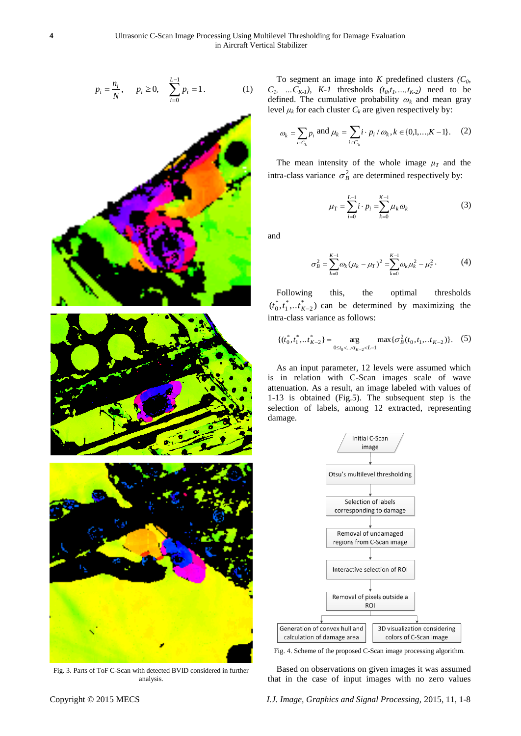$$p_i = \frac{n_i}{N}, \quad p_i \geq 0, \quad \sum_{i=0}^{L-1} p_i = 1. \tag{1}$$

Fig. 3. Parts of ToF C-Scan with detected BVID considered in further analysis.

To segment an image into $K$ predefined clusters $(C_0, C_1, \ldots C_{K-1})$, $K-1$ thresholds $(t_0, t_1, \ldots, t_{K-2})$ need to be defined. The cumulative probability $\omega_k$ and mean gray level $\mu_k$ for each cluster $C_k$ are given respectively by:

$$\omega_k = \sum_{i \in C_k} p_i \text{ and } \mu_k = \sum_{i \in C_k} i \cdot p_i / \omega_k, k \in \{0,1,\ldots,K-1\}. \tag{2}$$

The mean intensity of the whole image $\mu_T$ and the intra-class variance $\sigma_B^2$ are determined respectively by:

$$\mu_T = \sum_{i=0}^{L-1} i \cdot p_i = \sum_{k=0}^{K-1} \mu_k \omega_k \tag{3}$$

and

$$\sigma_B^2 = \sum_{k=0}^{K-1} \omega_k (\mu_k - \mu_T)^2 = \sum_{k=0}^{K-1} \omega_k \mu_k^2 - \mu_T^2. \tag{4}$$

Following this, the optimal thresholds $(t_0^*, t_1^*, \ldots t_{K-2}^*)$ can be determined by maximizing the intra-class variance as follows:

$$\{(t_0^*, t_1^*, \ldots t_{K-2}^*\} = \underset{0 \leq t_0 < \ldots < t_{K-2} < L-1}{\arg} \max\{\sigma_B^2(t_0, t_1, \ldots t_{K-2})\}. \tag{5}$$

As an input parameter, 12 levels were assumed which is in relation with C-Scan images scale of wave attenuation. As a result, an image labeled with values of 1-13 is obtained (Fig.5). The subsequent step is the selection of labels, among 12 extracted, representing damage.

Initial C-Scan image → Otsu's multilevel thresholding → Selection of labels corresponding to damage → Removal of undamaged regions from C-Scan image → Interactive selection of ROI → Removal of pixels outside a ROI → Generation of convex hull and calculation of damage area / 3D visualization considering colors of C-Scan image

Fig. 4. Scheme of the proposed C-Scan image processing algorithm.

Based on observations on given images it was assumed that in the case of input images with no zero values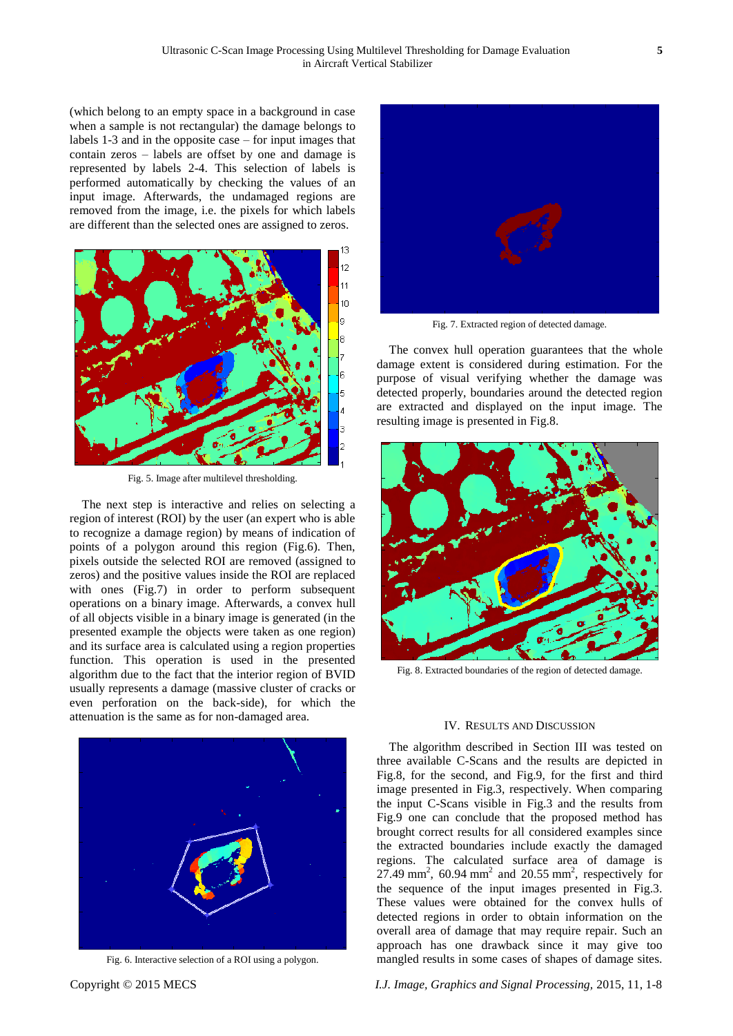(which belong to an empty space in a background in case when a sample is not rectangular) the damage belongs to labels 1-3 and in the opposite case – for input images that contain zeros – labels are offset by one and damage is represented by labels 2-4. This selection of labels is performed automatically by checking the values of an input image. Afterwards, the undamaged regions are removed from the image, i.e. the pixels for which labels are different than the selected ones are assigned to zeros.

Fig. 5. Image after multilevel thresholding.

The next step is interactive and relies on selecting a region of interest (ROI) by the user (an expert who is able to recognize a damage region) by means of indication of points of a polygon around this region (Fig.6). Then, pixels outside the selected ROI are removed (assigned to zeros) and the positive values inside the ROI are replaced with ones (Fig.7) in order to perform subsequent operations on a binary image. Afterwards, a convex hull of all objects visible in a binary image is generated (in the presented example the objects were taken as one region) and its surface area is calculated using a region properties function. This operation is used in the presented algorithm due to the fact that the interior region of BVID usually represents a damage (massive cluster of cracks or even perforation on the back-side), for which the attenuation is the same as for non-damaged area.

Fig. 6. Interactive selection of a ROI using a polygon.

Fig. 7. Extracted region of detected damage.

The convex hull operation guarantees that the whole damage extent is considered during estimation. For the purpose of visual verifying whether the damage was detected properly, boundaries around the detected region are extracted and displayed on the input image. The resulting image is presented in Fig.8.

Fig. 8. Extracted boundaries of the region of detected damage.

## IV. Results and Discussion

The algorithm described in Section III was tested on three available C-Scans and the results are depicted in Fig.8, for the second, and Fig.9, for the first and third image presented in Fig.3, respectively. When comparing the input C-Scans visible in Fig.3 and the results from Fig.9 one can conclude that the proposed method has brought correct results for all considered examples since the extracted boundaries include exactly the damaged regions. The calculated surface area of damage is 27.49 $mm^2$, 60.94 $mm^2$ and 20.55 $mm^2$, respectively for the sequence of the input images presented in Fig.3. These values were obtained for the convex hulls of detected regions in order to obtain information on the overall area of damage that may require repair. Such an approach has one drawback since it may give too mangled results in some cases of shapes of damage sites.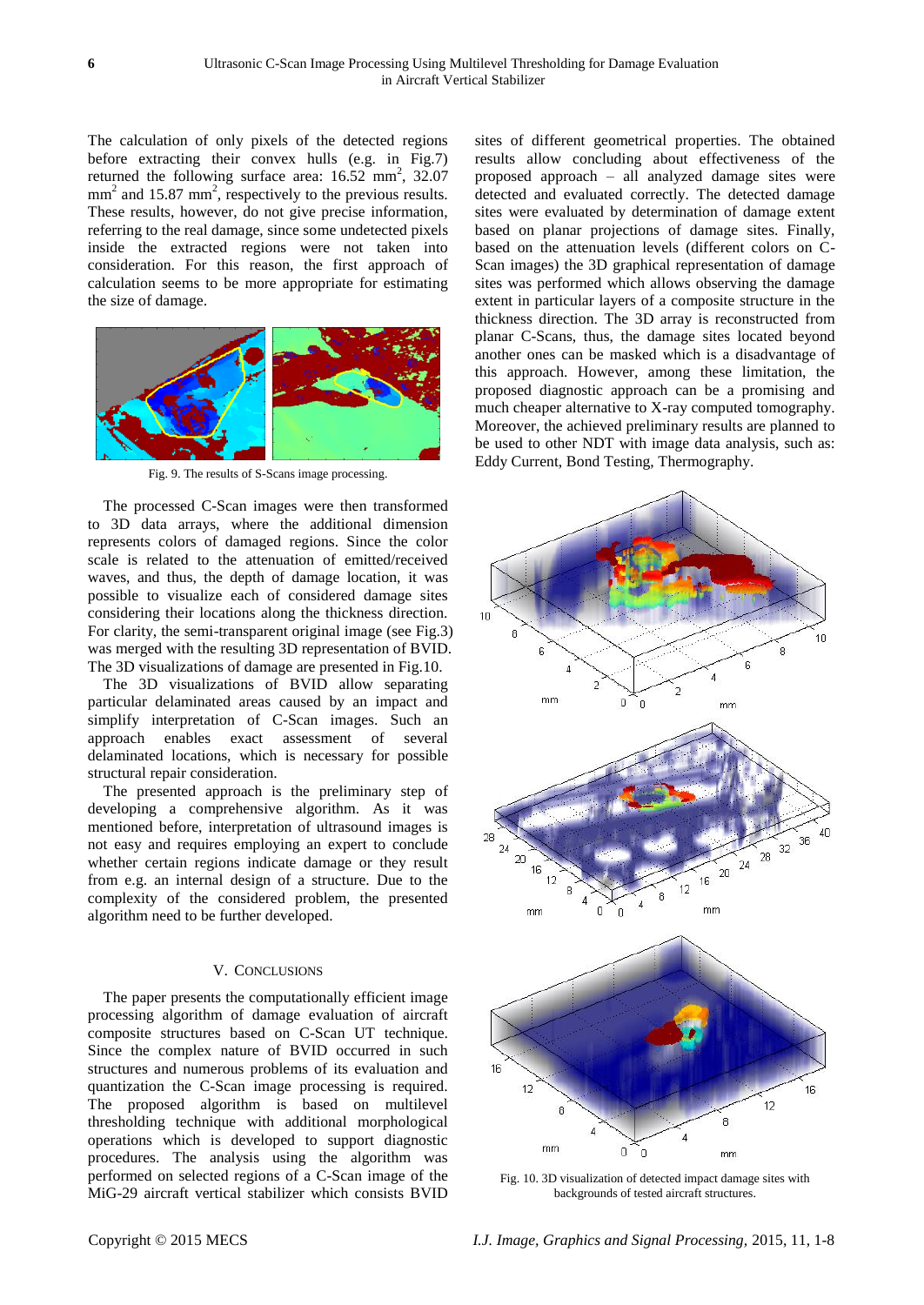The calculation of only pixels of the detected regions before extracting their convex hulls (e.g. in Fig.7) returned the following surface area: 16.52 mm$^2$, 32.07 mm$^2$ and 15.87 mm$^2$, respectively to the previous results. These results, however, do not give precise information, referring to the real damage, since some undetected pixels inside the extracted regions were not taken into consideration. For this reason, the first approach of calculation seems to be more appropriate for estimating the size of damage.

Fig. 9. The results of S-Scans image processing.

The processed C-Scan images were then transformed to 3D data arrays, where the additional dimension represents colors of damaged regions. Since the color scale is related to the attenuation of emitted/received waves, and thus, the depth of damage location, it was possible to visualize each of considered damage sites considering their locations along the thickness direction. For clarity, the semi-transparent original image (see Fig.3) was merged with the resulting 3D representation of BVID. The 3D visualizations of damage are presented in Fig.10.

The 3D visualizations of BVID allow separating particular delaminated areas caused by an impact and simplify interpretation of C-Scan images. Such an approach enables exact assessment of several delaminated locations, which is necessary for possible structural repair consideration.

The presented approach is the preliminary step of developing a comprehensive algorithm. As it was mentioned before, interpretation of ultrasound images is not easy and requires employing an expert to conclude whether certain regions indicate damage or they result from e.g. an internal design of a structure. Due to the complexity of the considered problem, the presented algorithm need to be further developed.

## V. Conclusions

The paper presents the computationally efficient image processing algorithm of damage evaluation of aircraft composite structures based on C-Scan UT technique. Since the complex nature of BVID occurred in such structures and numerous problems of its evaluation and quantization the C-Scan image processing is required. The proposed algorithm is based on multilevel thresholding technique with additional morphological operations which is developed to support diagnostic procedures. The analysis using the algorithm was performed on selected regions of a C-Scan image of the MiG-29 aircraft vertical stabilizer which consists BVID sites of different geometrical properties. The obtained results allow concluding about effectiveness of the proposed approach – all analyzed damage sites were detected and evaluated correctly. The detected damage sites were evaluated by determination of damage extent based on planar projections of damage sites. Finally, based on the attenuation levels (different colors on C-Scan images) the 3D graphical representation of damage sites was performed which allows observing the damage extent in particular layers of a composite structure in the thickness direction. The 3D array is reconstructed from planar C-Scans, thus, the damage sites located beyond another ones can be masked which is a disadvantage of this approach. However, among these limitation, the proposed diagnostic approach can be a promising and much cheaper alternative to X-ray computed tomography. Moreover, the achieved preliminary results are planned to be used to other NDT with image data analysis, such as: Eddy Current, Bond Testing, Thermography.

Fig. 10. 3D visualization of detected impact damage sites with backgrounds of tested aircraft structures.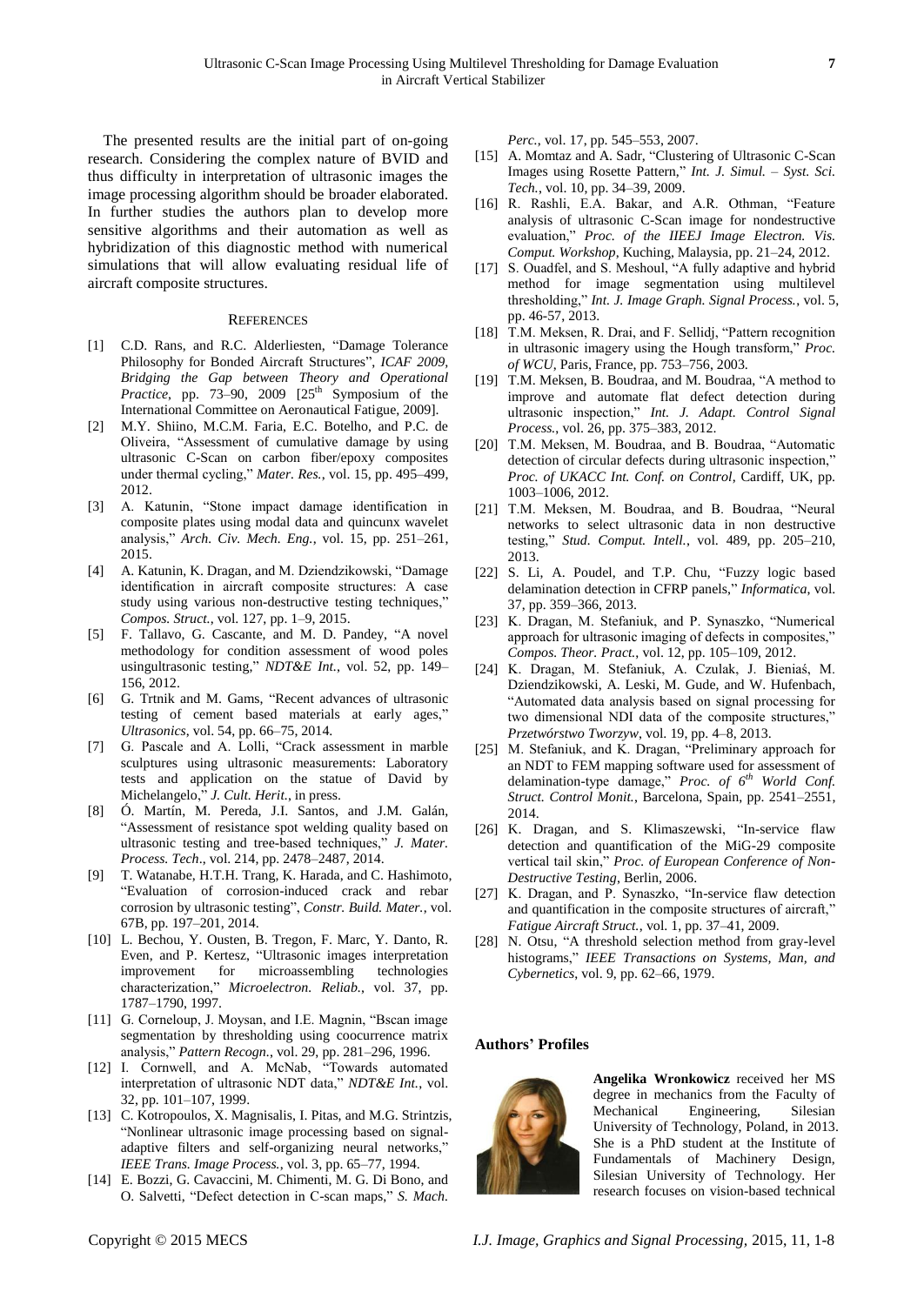The presented results are the initial part of on-going research. Considering the complex nature of BVID and thus difficulty in interpretation of ultrasonic images the image processing algorithm should be broader elaborated. In further studies the authors plan to develop more sensitive algorithms and their automation as well as hybridization of this diagnostic method with numerical simulations that will allow evaluating residual life of aircraft composite structures.

## References

[1] C.D. Rans, and R.C. Alderliesten, "Damage Tolerance Philosophy for Bonded Aircraft Structures", *ICAF 2009, Bridging the Gap between Theory and Operational Practice*, pp. 73–90, 2009 [25th Symposium of the International Committee on Aeronautical Fatigue, 2009].

[2] M.Y. Shiino, M.C.M. Faria, E.C. Botelho, and P.C. de Oliveira, "Assessment of cumulative damage by using ultrasonic C-Scan on carbon fiber/epoxy composites under thermal cycling," *Mater. Res.*, vol. 15, pp. 495–499, 2012.

[3] A. Katunin, "Stone impact damage identification in composite plates using modal data and quincunx wavelet analysis," *Arch. Civ. Mech. Eng.*, vol. 15, pp. 251–261, 2015.

[4] A. Katunin, K. Dragan, and M. Dziendzikowski, "Damage identification in aircraft composite structures: A case study using various non-destructive testing techniques," *Compos. Struct.*, vol. 127, pp. 1–9, 2015.

[5] F. Tallavo, G. Cascante, and M. D. Pandey, "A novel methodology for condition assessment of wood poles usingultrasonic testing," *NDT&E Int.*, vol. 52, pp. 149–156, 2012.

[6] G. Trtnik and M. Gams, "Recent advances of ultrasonic testing of cement based materials at early ages," *Ultrasonics*, vol. 54, pp. 66–75, 2014.

[7] G. Pascale and A. Lolli, "Crack assessment in marble sculptures using ultrasonic measurements: Laboratory tests and application on the statue of David by Michelangelo," *J. Cult. Herit.*, in press.

[8] Ó. Martín, M. Pereda, J.I. Santos, and J.M. Galán, "Assessment of resistance spot welding quality based on ultrasonic testing and tree-based techniques," *J. Mater. Process. Tech.*, vol. 214, pp. 2478–2487, 2014.

[9] T. Watanabe, H.T.H. Trang, K. Harada, and C. Hashimoto, "Evaluation of corrosion-induced crack and rebar corrosion by ultrasonic testing", *Constr. Build. Mater.*, vol. 67B, pp. 197–201, 2014.

[10] L. Bechou, Y. Ousten, B. Tregon, F. Marc, Y. Danto, R. Even, and P. Kertesz, "Ultrasonic images interpretation improvement for microassembling technologies characterization," *Microelectron. Reliab.*, vol. 37, pp. 1787–1790, 1997.

[11] G. Corneloup, J. Moysan, and I.E. Magnin, "Bscan image segmentation by thresholding using coocurrence matrix analysis," *Pattern Recogn.*, vol. 29, pp. 281–296, 1996.

[12] I. Cornwell, and A. McNab, "Towards automated interpretation of ultrasonic NDT data," *NDT&E Int.*, vol. 32, pp. 101–107, 1999.

[13] C. Kotropoulos, X. Magnisalis, I. Pitas, and M.G. Strintzis, "Nonlinear ultrasonic image processing based on signal-adaptive filters and self-organizing neural networks," *IEEE Trans. Image Process.*, vol. 3, pp. 65–77, 1994.

[14] E. Bozzi, G. Cavaccini, M. Chimenti, M. G. Di Bono, and O. Salvetti, "Defect detection in C-scan maps," *S. Mach. Perc.*, vol. 17, pp. 545–553, 2007.

[15] A. Momtaz and A. Sadr, "Clustering of Ultrasonic C-Scan Images using Rosette Pattern," *Int. J. Simul. – Syst. Sci. Tech.*, vol. 10, pp. 34–39, 2009.

[16] R. Rashli, E.A. Bakar, and A.R. Othman, "Feature analysis of ultrasonic C-Scan image for nondestructive evaluation," *Proc. of the IIEEJ Image Electron. Vis. Comput. Workshop*, Kuching, Malaysia, pp. 21–24, 2012.

[17] S. Ouadfel, and S. Meshoul, "A fully adaptive and hybrid method for image segmentation using multilevel thresholding," *Int. J. Image Graph. Signal Process.*, vol. 5, pp. 46-57, 2013.

[18] T.M. Meksen, R. Drai, and F. Sellidj, "Pattern recognition in ultrasonic imagery using the Hough transform," *Proc. of WCU*, Paris, France, pp. 753–756, 2003.

[19] T.M. Meksen, B. Boudraa, and M. Boudraa, "A method to improve and automate flat defect detection during ultrasonic inspection," *Int. J. Adapt. Control Signal Process.*, vol. 26, pp. 375–383, 2012.

[20] T.M. Meksen, M. Boudraa, and B. Boudraa, "Automatic detection of circular defects during ultrasonic inspection," *Proc. of UKACC Int. Conf. on Control*, Cardiff, UK, pp. 1003–1006, 2012.

[21] T.M. Meksen, M. Boudraa, and B. Boudraa, "Neural networks to select ultrasonic data in non destructive testing," *Stud. Comput. Intell.*, vol. 489, pp. 205–210, 2013.

[22] S. Li, A. Poudel, and T.P. Chu, "Fuzzy logic based delamination detection in CFRP panels," *Informatica*, vol. 37, pp. 359–366, 2013.

[23] K. Dragan, M. Stefaniuk, and P. Synaszko, "Numerical approach for ultrasonic imaging of defects in composites," *Compos. Theor. Pract.*, vol. 12, pp. 105–109, 2012.

[24] K. Dragan, M. Stefaniuk, A. Czulak, J. Bieniaś, M. Dziendzikowski, A. Leski, M. Gude, and W. Hufenbach, "Automated data analysis based on signal processing for two dimensional NDI data of the composite structures," *Przetwórstwo Tworzyw*, vol. 19, pp. 4–8, 2013.

[25] M. Stefaniuk, and K. Dragan, "Preliminary approach for an NDT to FEM mapping software used for assessment of delamination-type damage," *Proc. of 6th World Conf. Struct. Control Monit.*, Barcelona, Spain, pp. 2541–2551, 2014.

[26] K. Dragan, and S. Klimaszewski, "In-service flaw detection and quantification of the MiG-29 composite vertical tail skin," *Proc. of European Conference of Non-Destructive Testing*, Berlin, 2006.

[27] K. Dragan, and P. Synaszko, "In-service flaw detection and quantification in the composite structures of aircraft," *Fatigue Aircraft Struct.*, vol. 1, pp. 37–41, 2009.

[28] N. Otsu, "A threshold selection method from gray-level histograms," *IEEE Transactions on Systems, Man, and Cybernetics*, vol. 9, pp. 62–66, 1979.

### Authors' Profiles

**Angelika Wronkowicz** received her MS degree in mechanics from the Faculty of Mechanical Engineering, Silesian University of Technology, Poland, in 2013. She is a PhD student at the Institute of Fundamentals of Machinery Design, Silesian University of Technology. Her research focuses on vision-based technical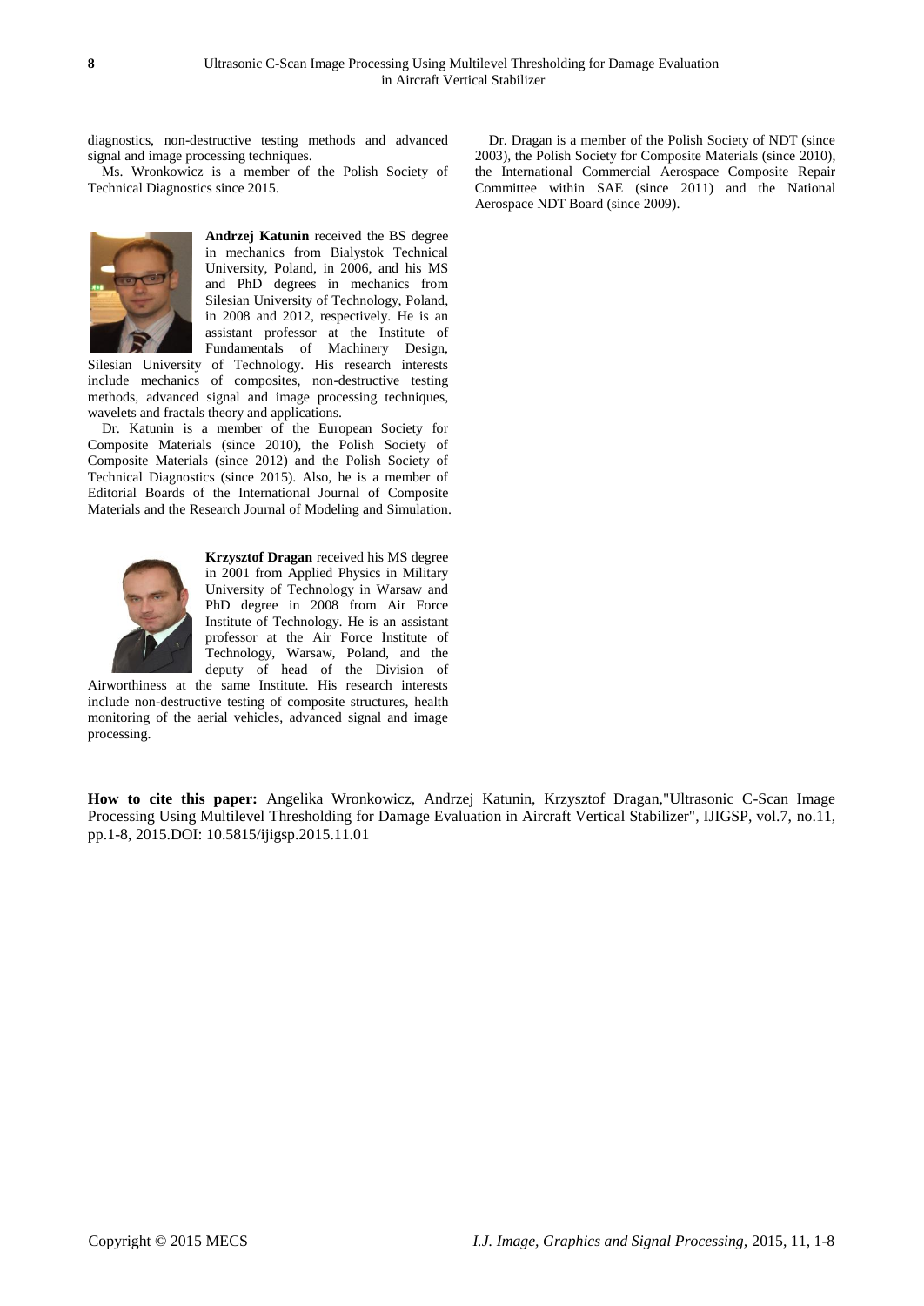diagnostics, non-destructive testing methods and advanced signal and image processing techniques.

Ms. Wronkowicz is a member of the Polish Society of Technical Diagnostics since 2015.

**Andrzej Katunin** received the BS degree in mechanics from Bialystok Technical University, Poland, in 2006, and his MS and PhD degrees in mechanics from Silesian University of Technology, Poland, in 2008 and 2012, respectively. He is an assistant professor at the Institute of Fundamentals of Machinery Design, Silesian University of Technology. His research interests include mechanics of composites, non-destructive testing methods, advanced signal and image processing techniques, wavelets and fractals theory and applications.

Dr. Katunin is a member of the European Society for Composite Materials (since 2010), the Polish Society of Composite Materials (since 2012) and the Polish Society of Technical Diagnostics (since 2015). Also, he is a member of Editorial Boards of the International Journal of Composite Materials and the Research Journal of Modeling and Simulation.

**Krzysztof Dragan** received his MS degree in 2001 from Applied Physics in Military University of Technology in Warsaw and PhD degree in 2008 from Air Force Institute of Technology. He is an assistant professor at the Air Force Institute of Technology, Warsaw, Poland, and the deputy of head of the Division of Airworthiness at the same Institute. His research interests include non-destructive testing of composite structures, health monitoring of the aerial vehicles, advanced signal and image processing.

Dr. Dragan is a member of the Polish Society of NDT (since 2003), the Polish Society for Composite Materials (since 2010), the International Commercial Aerospace Composite Repair Committee within SAE (since 2011) and the National Aerospace NDT Board (since 2009).

**How to cite this paper:** Angelika Wronkowicz, Andrzej Katunin, Krzysztof Dragan,"Ultrasonic C-Scan Image Processing Using Multilevel Thresholding for Damage Evaluation in Aircraft Vertical Stabilizer", IJIGSP, vol.7, no.11, pp.1-8, 2015.DOI: 10.5815/ijigsp.2015.11.01